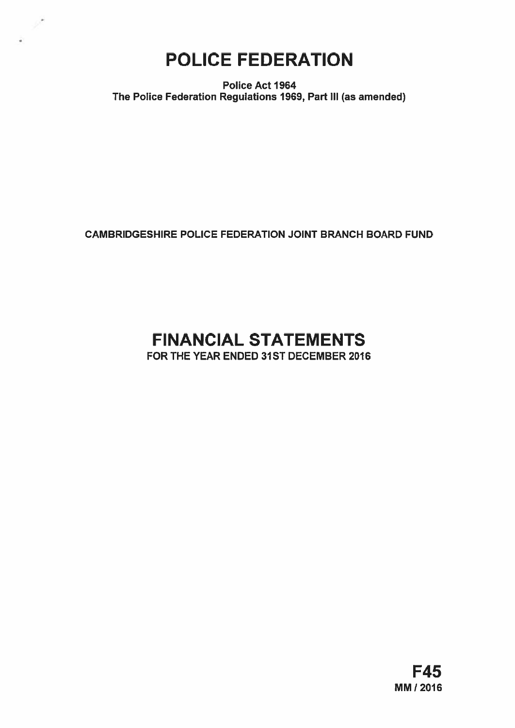# POLICE FEDERATION

**Police Act 1964**
**The Police Federation Regulations 1969, Part III (as amended)**

**CAMBRIDGESHIRE POLICE FEDERATION JOINT BRANCH BOARD FUND**

# FINANCIAL STATEMENTS

**FOR THE YEAR ENDED 31ST DECEMBER 2016**

**F45**
**MM / 2016**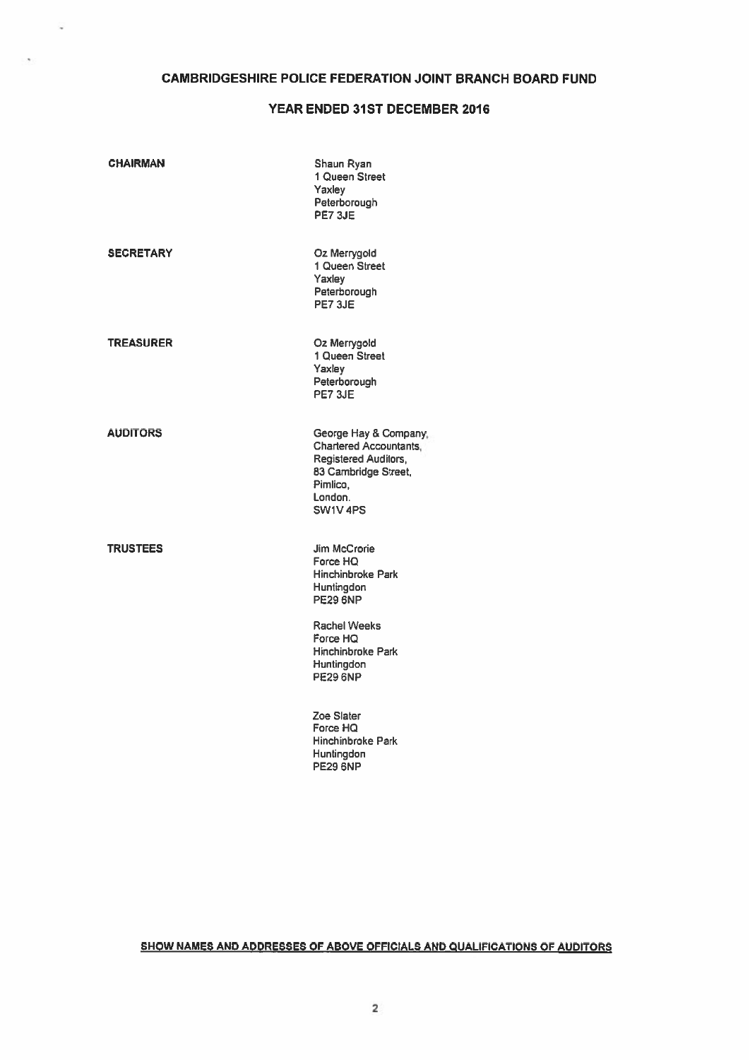# CAMBRIDGESHIRE POLICE FEDERATION JOINT BRANCH BOARD FUND

## YEAR ENDED 31ST DECEMBER 2016

| | |
|---|---|
| **CHAIRMAN** | Shaun Ryan<br>1 Queen Street<br>Yaxley<br>Peterborough<br>PE7 3JE |
| **SECRETARY** | Oz Merrygold<br>1 Queen Street<br>Yaxley<br>Peterborough<br>PE7 3JE |
| **TREASURER** | Oz Merrygold<br>1 Queen Street<br>Yaxley<br>Peterborough<br>PE7 3JE |
| **AUDITORS** | George Hay & Company,<br>Chartered Accountants,<br>Registered Auditors,<br>83 Cambridge Street,<br>Pimlico,<br>London.<br>SW1V 4PS |
| **TRUSTEES** | Jim McCrorie<br>Force HQ<br>Hinchinbroke Park<br>Huntingdon<br>PE29 6NP<br><br>Rachel Weeks<br>Force HQ<br>Hinchinbroke Park<br>Huntingdon<br>PE29 6NP<br><br>Zoe Slater<br>Force HQ<br>Hinchinbroke Park<br>Huntingdon<br>PE29 6NP |

**SHOW NAMES AND ADDRESSES OF ABOVE OFFICIALS AND QUALIFICATIONS OF AUDITORS**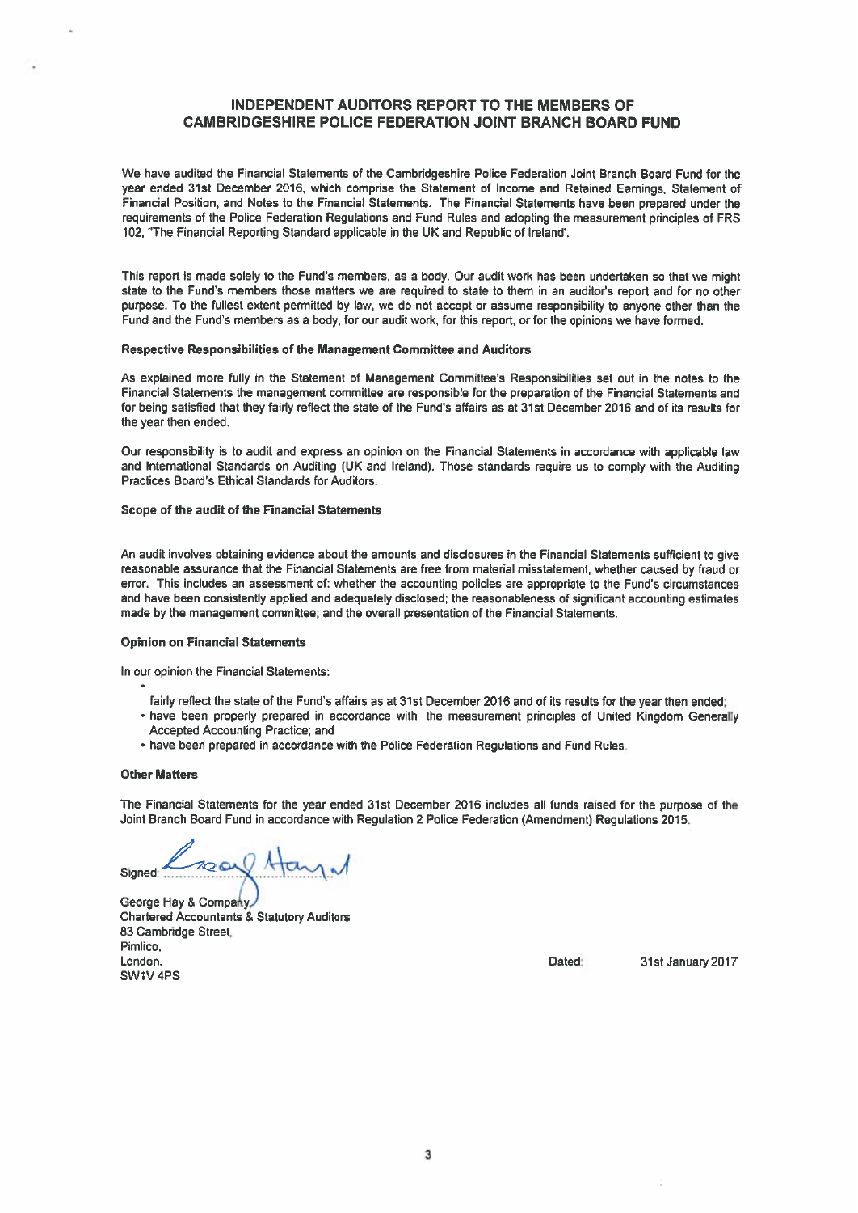# INDEPENDENT AUDITORS REPORT TO THE MEMBERS OF CAMBRIDGESHIRE POLICE FEDERATION JOINT BRANCH BOARD FUND

We have audited the Financial Statements of the Cambridgeshire Police Federation Joint Branch Board Fund for the year ended 31st December 2016, which comprise the Statement of Income and Retained Earnings, Statement of Financial Position, and Notes to the Financial Statements. The Financial Statements have been prepared under the requirements of the Police Federation Regulations and Fund Rules and adopting the measurement principles of FRS 102, "The Financial Reporting Standard applicable in the UK and Republic of Ireland'.

This report is made solely to the Fund's members, as a body. Our audit work has been undertaken so that we might state to the Fund's members those matters we are required to state to them in an auditor's report and for no other purpose. To the fullest extent permitted by law, we do not accept or assume responsibility to anyone other than the Fund and the Fund's members as a body, for our audit work, for this report, or for the opinions we have formed.

**Respective Responsibilities of the Management Committee and Auditors**

As explained more fully in the Statement of Management Committee's Responsibilities set out in the notes to the Financial Statements the management committee are responsible for the preparation of the Financial Statements and for being satisfied that they fairly reflect the state of the Fund's affairs as at 31st December 2016 and of its results for the year then ended.

Our responsibility is to audit and express an opinion on the Financial Statements in accordance with applicable law and International Standards on Auditing (UK and Ireland). Those standards require us to comply with the Auditing Practices Board's Ethical Standards for Auditors.

**Scope of the audit of the Financial Statements**

An audit involves obtaining evidence about the amounts and disclosures in the Financial Statements sufficient to give reasonable assurance that the Financial Statements are free from material misstatement, whether caused by fraud or error. This includes an assessment of: whether the accounting policies are appropriate to the Fund's circumstances and have been consistently applied and adequately disclosed; the reasonableness of significant accounting estimates made by the management committee; and the overall presentation of the Financial Statements.

**Opinion on Financial Statements**

In our opinion the Financial Statements:

- fairly reflect the state of the Fund's affairs as at 31st December 2016 and of its results for the year then ended;
- have been properly prepared in accordance with the measurement principles of United Kingdom Generally Accepted Accounting Practice; and
- have been prepared in accordance with the Police Federation Regulations and Fund Rules.

**Other Matters**

The Financial Statements for the year ended 31st December 2016 includes all funds raised for the purpose of the Joint Branch Board Fund in accordance with Regulation 2 Police Federation (Amendment) Regulations 2015.

Signed: George Hay & Co

George Hay & Company,
Chartered Accountants & Statutory Auditors
83 Cambridge Street,
Pimlico,
London.
SW1V 4PS

Dated: 31st January 2017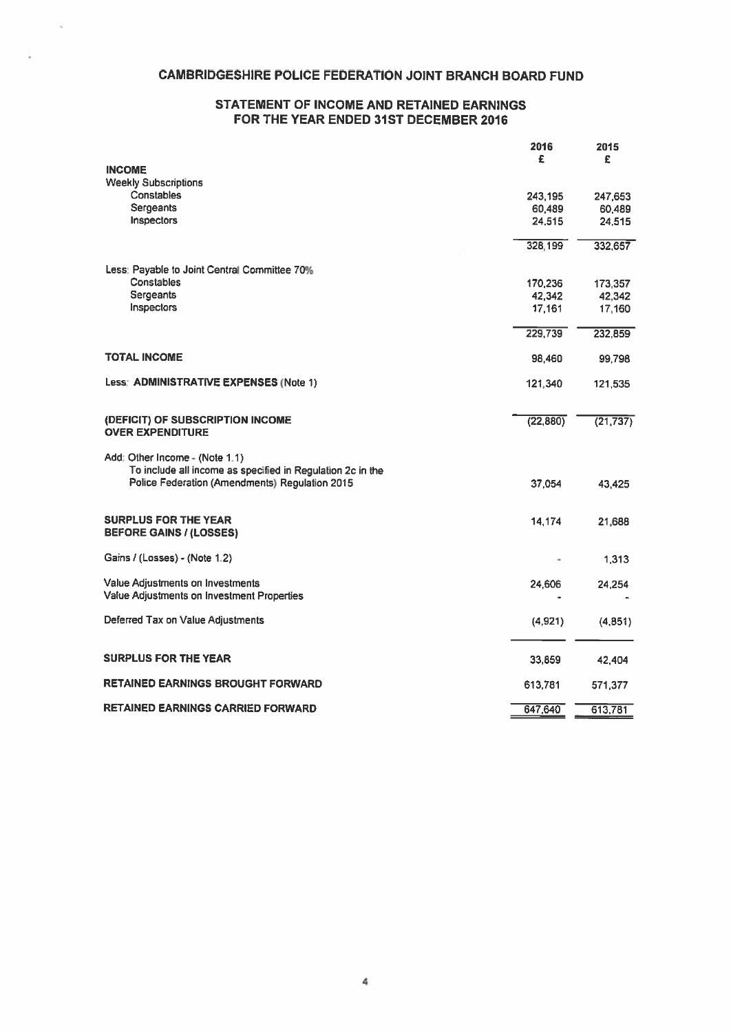# CAMBRIDGESHIRE POLICE FEDERATION JOINT BRANCH BOARD FUND

## STATEMENT OF INCOME AND RETAINED EARNINGS FOR THE YEAR ENDED 31ST DECEMBER 2016

| | 2016 £ | 2015 £ |
|---|---|---|
| **INCOME** | | |
| Weekly Subscriptions | | |
| Constables | 243,195 | 247,653 |
| Sergeants | 60,489 | 60,489 |
| Inspectors | 24,515 | 24,515 |
| | 328,199 | 332,657 |
| Less: Payable to Joint Central Committee 70% | | |
| Constables | 170,236 | 173,357 |
| Sergeants | 42,342 | 42,342 |
| Inspectors | 17,161 | 17,160 |
| | 229,739 | 232,859 |
| **TOTAL INCOME** | 98,460 | 99,798 |
| Less: **ADMINISTRATIVE EXPENSES** (Note 1) | 121,340 | 121,535 |
| **(DEFICIT) OF SUBSCRIPTION INCOME OVER EXPENDITURE** | (22,880) | (21,737) |
| Add: Other Income - (Note 1.1) To include all income as specified in Regulation 2c in the Police Federation (Amendments) Regulation 2015 | 37,054 | 43,425 |
| **SURPLUS FOR THE YEAR BEFORE GAINS / (LOSSES)** | 14,174 | 21,688 |
| Gains / (Losses) - (Note 1.2) | - | 1,313 |
| Value Adjustments on Investments | 24,606 | 24,254 |
| Value Adjustments on Investment Properties | - | - |
| Deferred Tax on Value Adjustments | (4,921) | (4,851) |
| **SURPLUS FOR THE YEAR** | 33,859 | 42,404 |
| **RETAINED EARNINGS BROUGHT FORWARD** | 613,781 | 571,377 |
| **RETAINED EARNINGS CARRIED FORWARD** | 647,640 | 613,781 |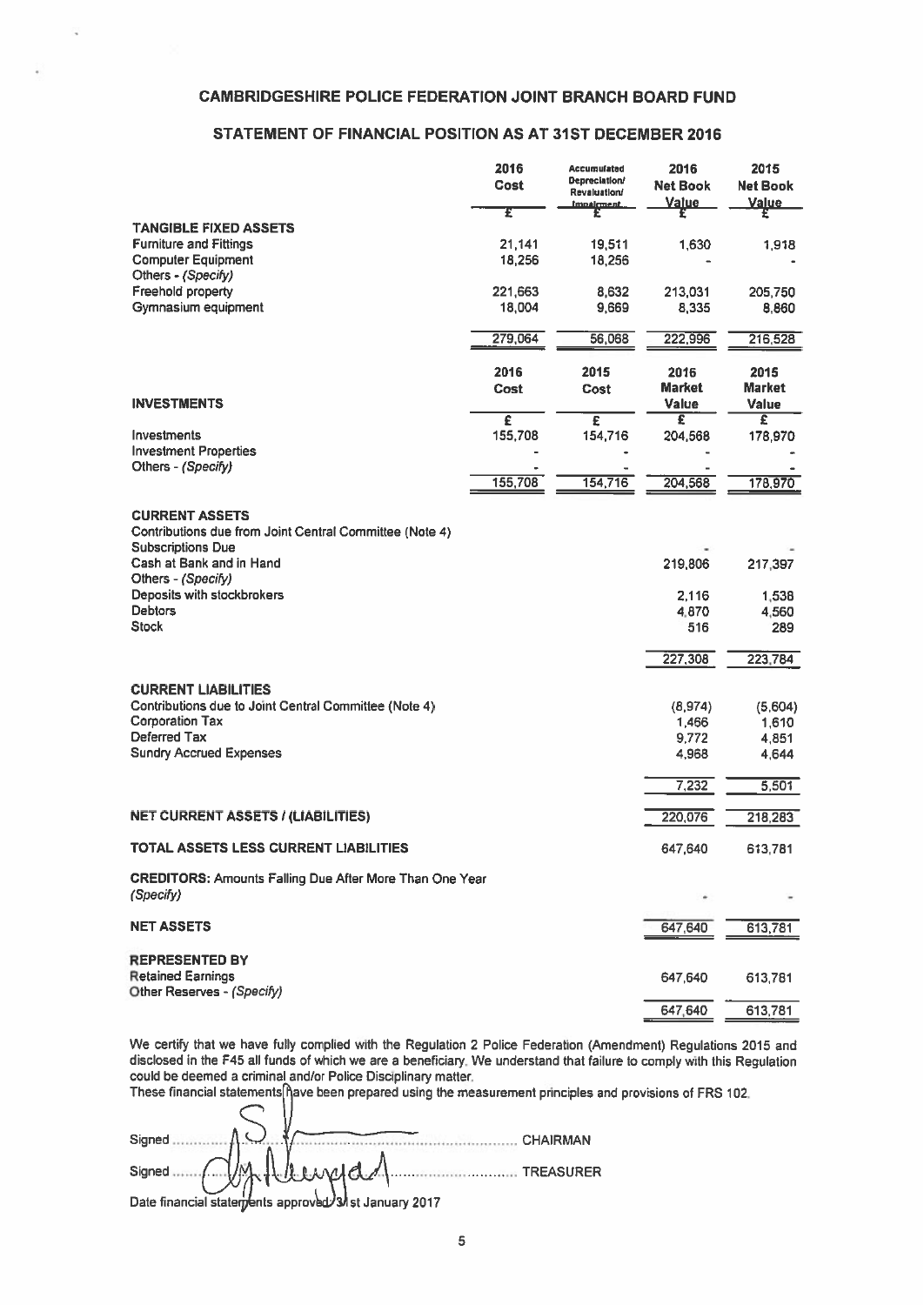# CAMBRIDGESHIRE POLICE FEDERATION JOINT BRANCH BOARD FUND

## STATEMENT OF FINANCIAL POSITION AS AT 31ST DECEMBER 2016

| | 2016 Cost | Accumulated Depreciation/ Revaluation/ Impairment | 2016 Net Book Value | 2015 Net Book Value |
|---|---|---|---|---|
| | £ | £ | £ | £ |
| **TANGIBLE FIXED ASSETS** | | | | |
| Furniture and Fittings | 21,141 | 19,511 | 1,630 | 1,918 |
| Computer Equipment | 18,256 | 18,256 | - | - |
| Others - *(Specify)* | | | | |
| Freehold property | 221,663 | 8,632 | 213,031 | 205,750 |
| Gymnasium equipment | 18,004 | 9,669 | 8,335 | 8,860 |
| | 279,064 | 56,068 | 222,996 | 216,528 |

| **INVESTMENTS** | 2016 Cost | 2015 Cost | 2016 Market Value | 2015 Market Value |
|---|---|---|---|---|
| | £ | £ | £ | £ |
| Investments | 155,708 | 154,716 | 204,568 | 178,970 |
| Investment Properties | - | - | - | - |
| Others - *(Specify)* | - | - | - | - |
| | 155,708 | 154,716 | 204,568 | 178,970 |

| | 2016 | 2015 |
|---|---|---|
| **CURRENT ASSETS** | | |
| Contributions due from Joint Central Committee (Note 4) | | |
| Subscriptions Due | - | - |
| Cash at Bank and in Hand | 219,806 | 217,397 |
| Others - *(Specify)* | | |
| Deposits with stockbrokers | 2,116 | 1,538 |
| Debtors | 4,870 | 4,560 |
| Stock | 516 | 289 |
| | 227,308 | 223,784 |
| **CURRENT LIABILITIES** | | |
| Contributions due to Joint Central Committee (Note 4) | (8,974) | (5,604) |
| Corporation Tax | 1,466 | 1,610 |
| Deferred Tax | 9,772 | 4,851 |
| Sundry Accrued Expenses | 4,968 | 4,644 |
| | 7,232 | 5,501 |
| **NET CURRENT ASSETS / (LIABILITIES)** | 220,076 | 218,283 |
| **TOTAL ASSETS LESS CURRENT LIABILITIES** | 647,640 | 613,781 |
| **CREDITORS:** Amounts Falling Due After More Than One Year *(Specify)* | - | - |
| **NET ASSETS** | 647,640 | 613,781 |
| **REPRESENTED BY** | | |
| Retained Earnings | 647,640 | 613,781 |
| Other Reserves - *(Specify)* | | |
| | 647,640 | 613,781 |

We certify that we have fully complied with the Regulation 2 Police Federation (Amendment) Regulations 2015 and disclosed in the F45 all funds of which we are a beneficiary. We understand that failure to comply with this Regulation could be deemed a criminal and/or Police Disciplinary matter.

These financial statements have been prepared using the measurement principles and provisions of FRS 102.

Signed ........................................ CHAIRMAN

Signed ........................................ TREASURER

Date financial statements approved 31st January 2017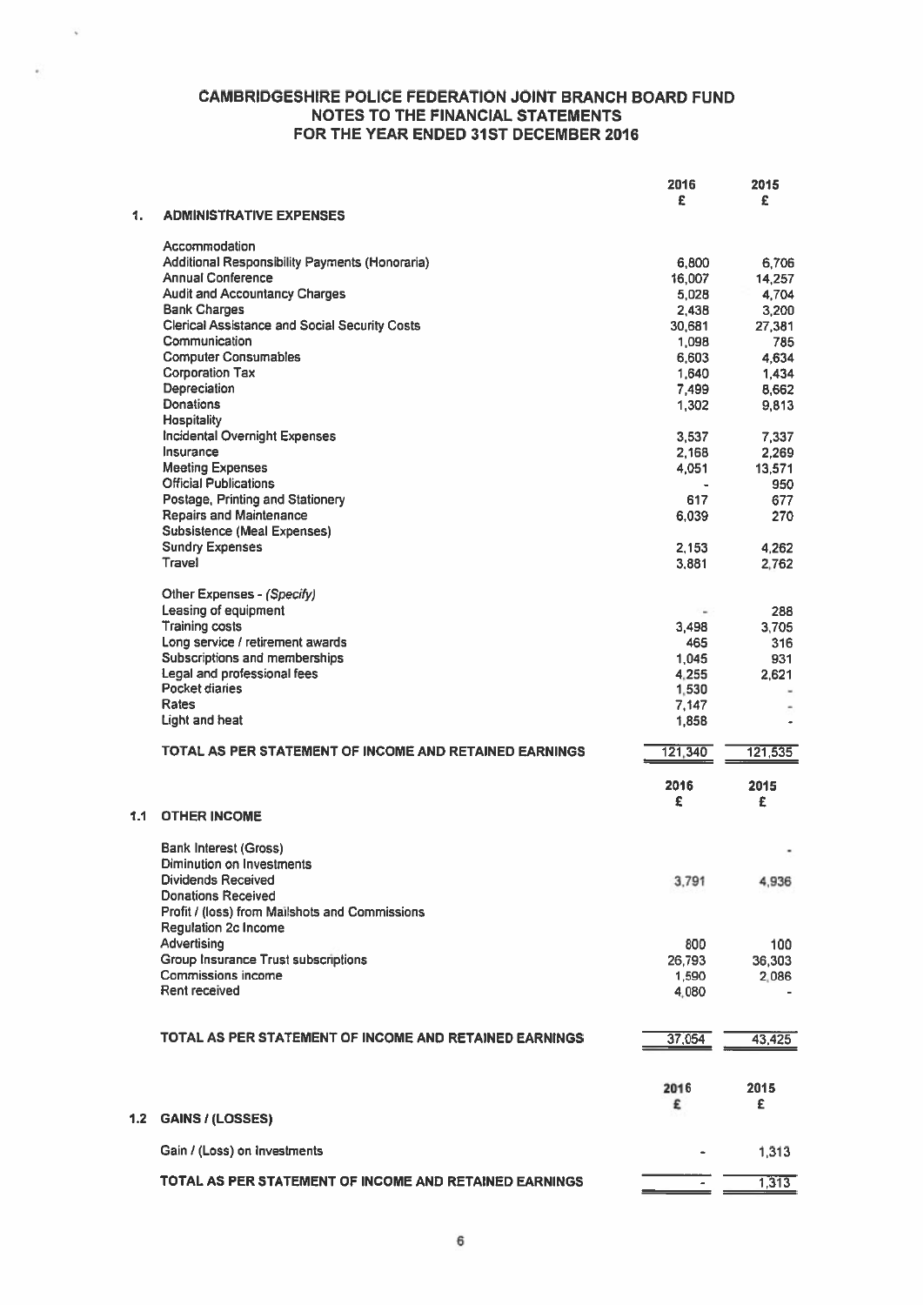# CAMBRIDGESHIRE POLICE FEDERATION JOINT BRANCH BOARD FUND
## NOTES TO THE FINANCIAL STATEMENTS
## FOR THE YEAR ENDED 31ST DECEMBER 2016

| | | 2016 | 2015 |
|---|---|---|---|
| | | £ | £ |
| **1.** | **ADMINISTRATIVE EXPENSES** | | |
| | Accommodation | | |
| | Additional Responsibility Payments (Honoraria) | 6,800 | 6,706 |
| | Annual Conference | 16,007 | 14,257 |
| | Audit and Accountancy Charges | 5,028 | 4,704 |
| | Bank Charges | 2,438 | 3,200 |
| | Clerical Assistance and Social Security Costs | 30,681 | 27,381 |
| | Communication | 1,098 | 785 |
| | Computer Consumables | 6,603 | 4,634 |
| | Corporation Tax | 1,640 | 1,434 |
| | Depreciation | 7,499 | 8,662 |
| | Donations | 1,302 | 9,813 |
| | Hospitality | | |
| | Incidental Overnight Expenses | 3,537 | 7,337 |
| | Insurance | 2,168 | 2,269 |
| | Meeting Expenses | 4,051 | 13,571 |
| | Official Publications | - | 950 |
| | Postage, Printing and Stationery | 617 | 677 |
| | Repairs and Maintenance | 6,039 | 270 |
| | Subsistence (Meal Expenses) | | |
| | Sundry Expenses | 2,153 | 4,262 |
| | Travel | 3,881 | 2,762 |
| | Other Expenses - *(Specify)* | | |
| | Leasing of equipment | - | 288 |
| | Training costs | 3,498 | 3,705 |
| | Long service / retirement awards | 465 | 316 |
| | Subscriptions and memberships | 1,045 | 931 |
| | Legal and professional fees | 4,255 | 2,621 |
| | Pocket diaries | 1,530 | - |
| | Rates | 7,147 | - |
| | Light and heat | 1,858 | - |
| | **TOTAL AS PER STATEMENT OF INCOME AND RETAINED EARNINGS** | 121,340 | 121,535 |

| | | 2016 | 2015 |
|---|---|---|---|
| | | £ | £ |
| **1.1** | **OTHER INCOME** | | |
| | Bank Interest (Gross) | | - |
| | Diminution on Investments | | |
| | Dividends Received | 3,791 | 4,936 |
| | Donations Received | | |
| | Profit / (loss) from Mailshots and Commissions | | |
| | Regulation 2c Income | | |
| | Advertising | 800 | 100 |
| | Group Insurance Trust subscriptions | 26,793 | 36,303 |
| | Commissions income | 1,590 | 2,086 |
| | Rent received | 4,080 | - |
| | **TOTAL AS PER STATEMENT OF INCOME AND RETAINED EARNINGS** | 37,054 | 43,425 |

| | | 2016 | 2015 |
|---|---|---|---|
| | | £ | £ |
| **1.2** | **GAINS / (LOSSES)** | | |
| | Gain / (Loss) on investments | - | 1,313 |
| | **TOTAL AS PER STATEMENT OF INCOME AND RETAINED EARNINGS** | - | 1,313 |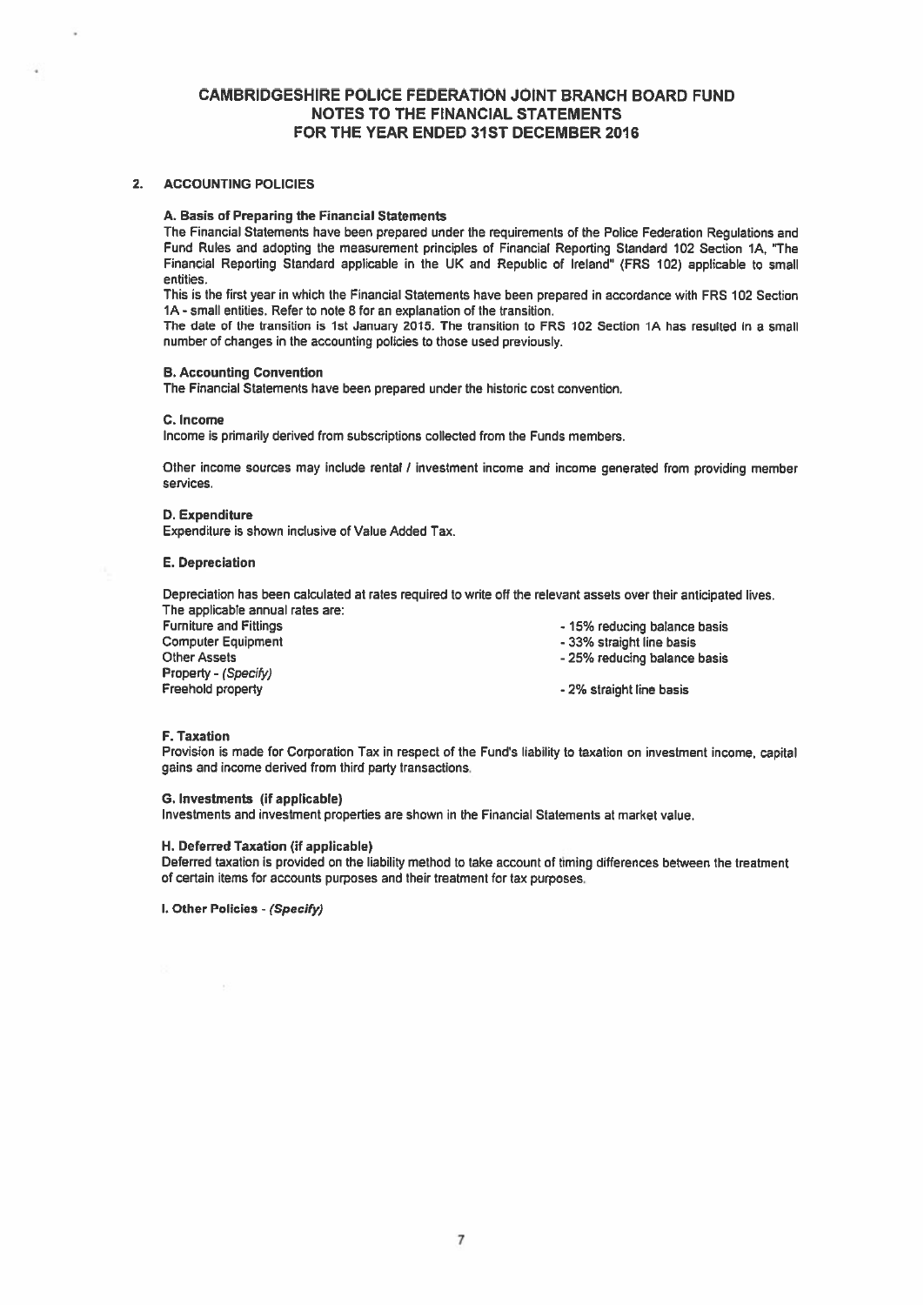# CAMBRIDGESHIRE POLICE FEDERATION JOINT BRANCH BOARD FUND
## NOTES TO THE FINANCIAL STATEMENTS
## FOR THE YEAR ENDED 31ST DECEMBER 2016

### 2. ACCOUNTING POLICIES

**A. Basis of Preparing the Financial Statements**

The Financial Statements have been prepared under the requirements of the Police Federation Regulations and Fund Rules and adopting the measurement principles of Financial Reporting Standard 102 Section 1A, "The Financial Reporting Standard applicable in the UK and Republic of Ireland" (FRS 102) applicable to small entities.

This is the first year in which the Financial Statements have been prepared in accordance with FRS 102 Section 1A - small entities. Refer to note 8 for an explanation of the transition.

The date of the transition is 1st January 2015. The transition to FRS 102 Section 1A has resulted in a small number of changes in the accounting policies to those used previously.

**B. Accounting Convention**

The Financial Statements have been prepared under the historic cost convention.

**C. Income**

Income is primarily derived from subscriptions collected from the Funds members.

Other income sources may include rental / investment income and income generated from providing member services.

**D. Expenditure**

Expenditure is shown inclusive of Value Added Tax.

**E. Depreciation**

Depreciation has been calculated at rates required to write off the relevant assets over their anticipated lives.

The applicable annual rates are:

| | |
|---|---|
| Furniture and Fittings | - 15% reducing balance basis |
| Computer Equipment | - 33% straight line basis |
| Other Assets | - 25% reducing balance basis |
| Property - *(Specify)* | |
| Freehold property | - 2% straight line basis |

**F. Taxation**

Provision is made for Corporation Tax in respect of the Fund's liability to taxation on investment income, capital gains and income derived from third party transactions.

**G. Investments (if applicable)**

Investments and investment properties are shown in the Financial Statements at market value.

**H. Deferred Taxation (if applicable)**

Deferred taxation is provided on the liability method to take account of timing differences between the treatment of certain items for accounts purposes and their treatment for tax purposes.

**I. Other Policies** - ***(Specify)***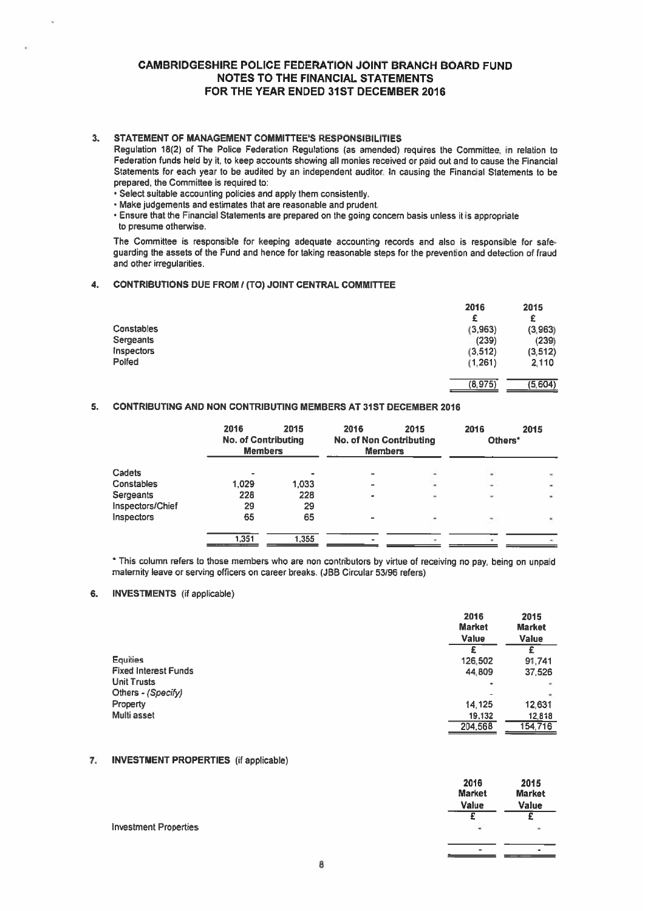# CAMBRIDGESHIRE POLICE FEDERATION JOINT BRANCH BOARD FUND
## NOTES TO THE FINANCIAL STATEMENTS
## FOR THE YEAR ENDED 31ST DECEMBER 2016

### 3. STATEMENT OF MANAGEMENT COMMITTEE'S RESPONSIBILITIES

Regulation 18(2) of The Police Federation Regulations (as amended) requires the Committee, in relation to Federation funds held by it, to keep accounts showing all monies received or paid out and to cause the Financial Statements for each year to be audited by an independent auditor. In causing the Financial Statements to be prepared, the Committee is required to:

- Select suitable accounting policies and apply them consistently.
- Make judgements and estimates that are reasonable and prudent.
- Ensure that the Financial Statements are prepared on the going concern basis unless it is appropriate to presume otherwise.

The Committee is responsible for keeping adequate accounting records and also is responsible for safe-guarding the assets of the Fund and hence for taking reasonable steps for the prevention and detection of fraud and other irregularities.

### 4. CONTRIBUTIONS DUE FROM / (TO) JOINT CENTRAL COMMITTEE

| | 2016 | 2015 |
|---|---|---|
| | £ | £ |
| Constables | (3,963) | (3,963) |
| Sergeants | (239) | (239) |
| Inspectors | (3,512) | (3,512) |
| Polfed | (1,261) | 2,110 |
| | (8,975) | (5,604) |

### 5. CONTRIBUTING AND NON CONTRIBUTING MEMBERS AT 31ST DECEMBER 2016

| | 2016 | 2015 | 2016 | 2015 | 2016 | 2015 |
|---|---|---|---|---|---|---|
| | No. of Contributing Members | | No. of Non Contributing Members | | Others* | |
| Cadets | - | - | - | - | - | - |
| Constables | 1,029 | 1,033 | - | - | - | - |
| Sergeants | 228 | 228 | - | - | - | - |
| Inspectors/Chief | 29 | 29 | | | | |
| Inspectors | 65 | 65 | - | - | - | - |
| | 1,351 | 1,355 | - | - | - | - |

\* This column refers to those members who are non contributors by virtue of receiving no pay, being on unpaid maternity leave or serving officers on career breaks. (JBB Circular 53/96 refers)

### 6. INVESTMENTS (if applicable)

| | 2016 Market Value | 2015 Market Value |
|---|---|---|
| | £ | £ |
| Equities | 126,502 | 91,741 |
| Fixed Interest Funds | 44,809 | 37,526 |
| Unit Trusts | - | - |
| Others - *(Specify)* | - | - |
| Property | 14,125 | 12,631 |
| Multi asset | 19,132 | 12,818 |
| | 204,568 | 154,716 |

### 7. INVESTMENT PROPERTIES (if applicable)

| | 2016 Market Value | 2015 Market Value |
|---|---|---|
| | £ | £ |
| Investment Properties | - | - |
| | - | - |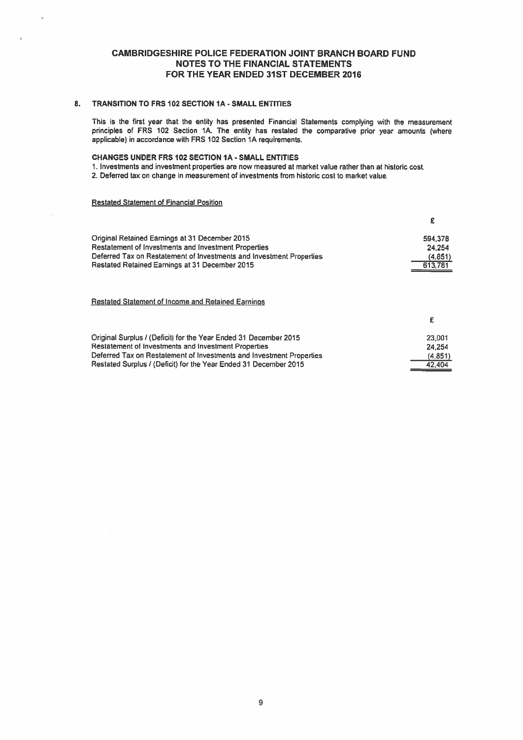# CAMBRIDGESHIRE POLICE FEDERATION JOINT BRANCH BOARD FUND
## NOTES TO THE FINANCIAL STATEMENTS
## FOR THE YEAR ENDED 31ST DECEMBER 2016

### 8. TRANSITION TO FRS 102 SECTION 1A - SMALL ENTITIES

This is the first year that the entity has presented Financial Statements complying with the measurement principles of FRS 102 Section 1A. The entity has restated the comparative prior year amounts (where applicable) in accordance with FRS 102 Section 1A requirements.

**CHANGES UNDER FRS 102 SECTION 1A - SMALL ENTITIES**

1. Investments and investment properties are now measured at market value rather than at historic cost.
2. Deferred tax on change in measurement of investments from historic cost to market value.

Restated Statement of Financial Position

| | £ |
|---|---|
| Original Retained Earnings at 31 December 2015 | 594,378 |
| Restatement of Investments and Investment Properties | 24,254 |
| Deferred Tax on Restatement of Investments and Investment Properties | (4,851) |
| Restated Retained Earnings at 31 December 2015 | 613,781 |

Restated Statement of Income and Retained Earnings

| | £ |
|---|---|
| Original Surplus / (Deficit) for the Year Ended 31 December 2015 | 23,001 |
| Restatement of Investments and Investment Properties | 24,254 |
| Deferred Tax on Restatement of Investments and Investment Properties | (4,851) |
| Restated Surplus / (Deficit) for the Year Ended 31 December 2015 | 42,404 |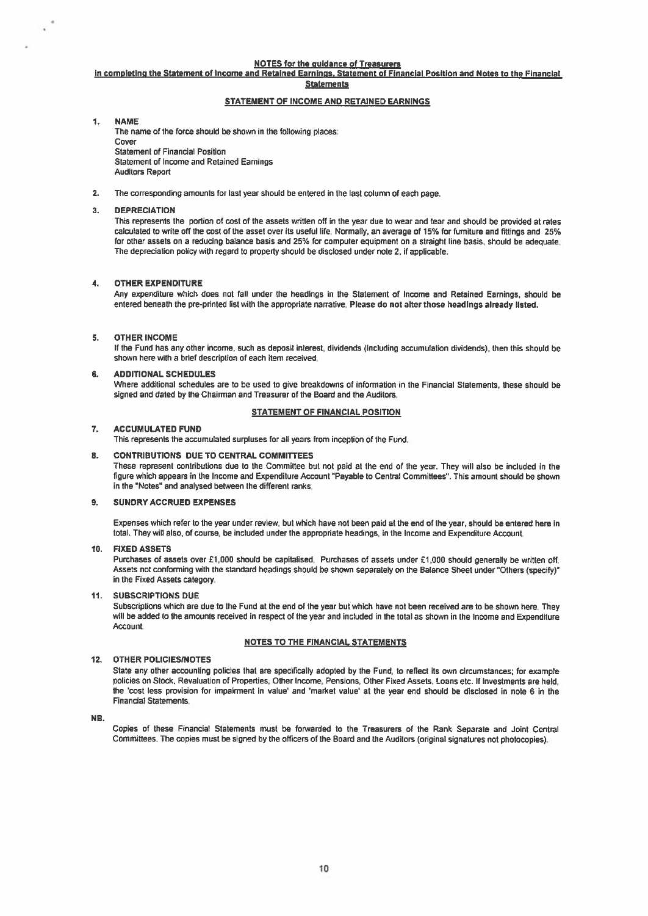# NOTES for the guidance of Treasurers

## in completing the Statement of Income and Retained Earnings, Statement of Financial Position and Notes to the Financial Statements

### STATEMENT OF INCOME AND RETAINED EARNINGS

**1. NAME**

The name of the force should be shown in the following places:
Cover
Statement of Financial Position
Statement of Income and Retained Earnings
Auditors Report

**2.** The corresponding amounts for last year should be entered in the last column of each page.

**3. DEPRECIATION**

This represents the portion of cost of the assets written off in the year due to wear and tear and should be provided at rates calculated to write off the cost of the asset over its useful life. Normally, an average of 15% for furniture and fittings and 25% for other assets on a reducing balance basis and 25% for computer equipment on a straight line basis, should be adequate. The depreciation policy with regard to property should be disclosed under note 2, if applicable.

**4. OTHER EXPENDITURE**

Any expenditure which does not fall under the headings in the Statement of Income and Retained Earnings, should be entered beneath the pre-printed list with the appropriate narrative. **Please do not alter those headings already listed.**

**5. OTHER INCOME**

If the Fund has any other income, such as deposit interest, dividends (including accumulation dividends), then this should be shown here with a brief description of each item received.

**6. ADDITIONAL SCHEDULES**

Where additional schedules are to be used to give breakdowns of information in the Financial Statements, these should be signed and dated by the Chairman and Treasurer of the Board and the Auditors.

### STATEMENT OF FINANCIAL POSITION

**7. ACCUMULATED FUND**

This represents the accumulated surpluses for all years from inception of the Fund.

**8. CONTRIBUTIONS DUE TO CENTRAL COMMITTEES**

These represent contributions due to the Committee but not paid at the end of the year. They will also be included in the figure which appears in the Income and Expenditure Account "Payable to Central Committees". This amount should be shown in the "Notes" and analysed between the different ranks.

**9. SUNDRY ACCRUED EXPENSES**

Expenses which refer to the year under review, but which have not been paid at the end of the year, should be entered here in total. They will also, of course, be included under the appropriate headings, in the Income and Expenditure Account.

**10. FIXED ASSETS**

Purchases of assets over £1,000 should be capitalised. Purchases of assets under £1,000 should generally be written off. Assets not conforming with the standard headings should be shown separately on the Balance Sheet under "Others (specify)" in the Fixed Assets category.

**11. SUBSCRIPTIONS DUE**

Subscriptions which are due to the Fund at the end of the year but which have not been received are to be shown here. They will be added to the amounts received in respect of the year and included in the total as shown in the Income and Expenditure Account.

### NOTES TO THE FINANCIAL STATEMENTS

**12. OTHER POLICIES/NOTES**

State any other accounting policies that are specifically adopted by the Fund, to reflect its own circumstances; for example policies on Stock, Revaluation of Properties, Other Income, Pensions, Other Fixed Assets, Loans etc. If Investments are held, the 'cost less provision for impairment in value' and 'market value' at the year end should be disclosed in note 6 in the Financial Statements.

**NB.**

Copies of these Financial Statements must be forwarded to the Treasurers of the Rank Separate and Joint Central Committees. The copies must be signed by the officers of the Board and the Auditors (original signatures not photocopies).